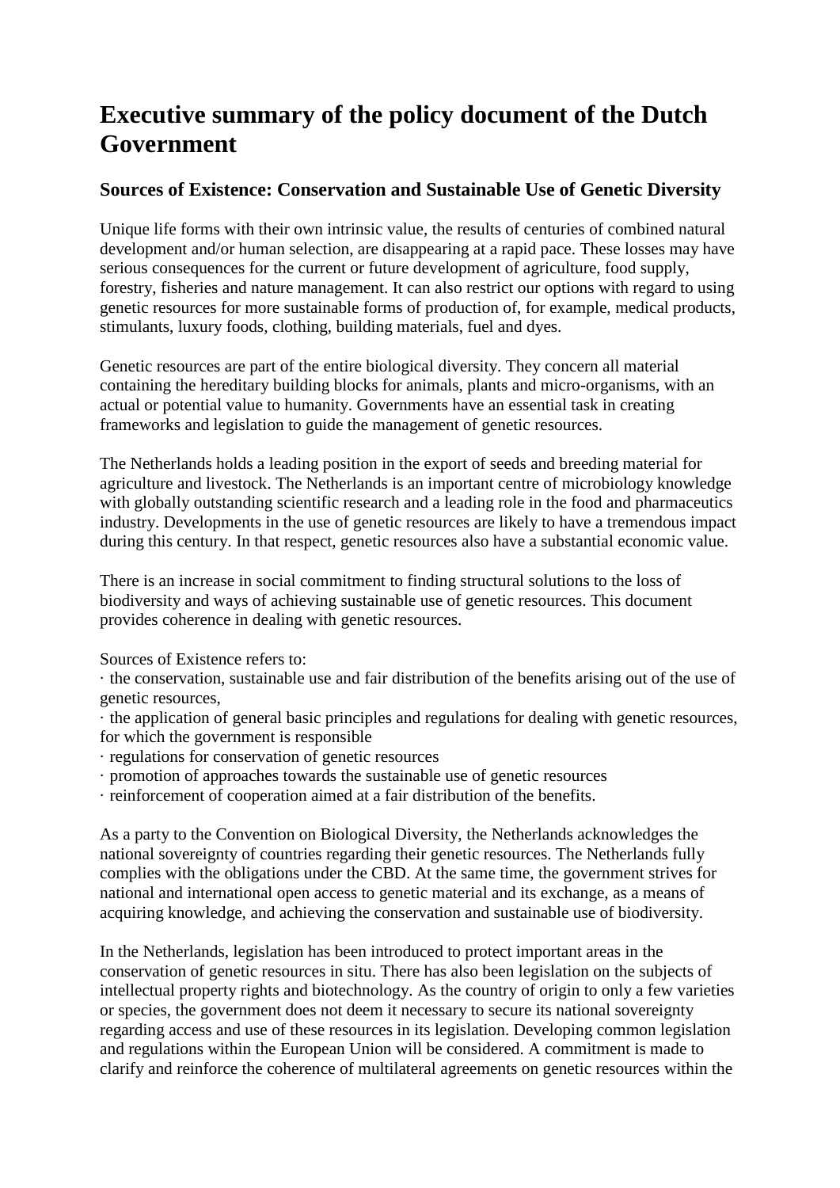# Executive summary of the policy document of the Dutch Government

## Sources of Existence: Conservation and Sustainable Use of Genetic Diversity

Unique life forms with their own intrinsic value, the results of centuries of combined natural development and/or human selection, are disappearing at a rapid pace. These losses may have serious consequences for the current or future development of agriculture, food supply, forestry, fisheries and nature management. It can also restrict our options with regard to using genetic resources for more sustainable forms of production of, for example, medical products, stimulants, luxury foods, clothing, building materials, fuel and dyes.

Genetic resources are part of the entire biological diversity. They concern all material containing the hereditary building blocks for animals, plants and micro-organisms, with an actual or potential value to humanity. Governments have an essential task in creating frameworks and legislation to guide the management of genetic resources.

The Netherlands holds a leading position in the export of seeds and breeding material for agriculture and livestock. The Netherlands is an important centre of microbiology knowledge with globally outstanding scientific research and a leading role in the food and pharmaceutics industry. Developments in the use of genetic resources are likely to have a tremendous impact during this century. In that respect, genetic resources also have a substantial economic value.

There is an increase in social commitment to finding structural solutions to the loss of biodiversity and ways of achieving sustainable use of genetic resources. This document provides coherence in dealing with genetic resources.

Sources of Existence refers to:

- the conservation, sustainable use and fair distribution of the benefits arising out of the use of genetic resources,
- the application of general basic principles and regulations for dealing with genetic resources, for which the government is responsible
- regulations for conservation of genetic resources
- promotion of approaches towards the sustainable use of genetic resources
- reinforcement of cooperation aimed at a fair distribution of the benefits.

As a party to the Convention on Biological Diversity, the Netherlands acknowledges the national sovereignty of countries regarding their genetic resources. The Netherlands fully complies with the obligations under the CBD. At the same time, the government strives for national and international open access to genetic material and its exchange, as a means of acquiring knowledge, and achieving the conservation and sustainable use of biodiversity.

In the Netherlands, legislation has been introduced to protect important areas in the conservation of genetic resources in situ. There has also been legislation on the subjects of intellectual property rights and biotechnology. As the country of origin to only a few varieties or species, the government does not deem it necessary to secure its national sovereignty regarding access and use of these resources in its legislation. Developing common legislation and regulations within the European Union will be considered. A commitment is made to clarify and reinforce the coherence of multilateral agreements on genetic resources within the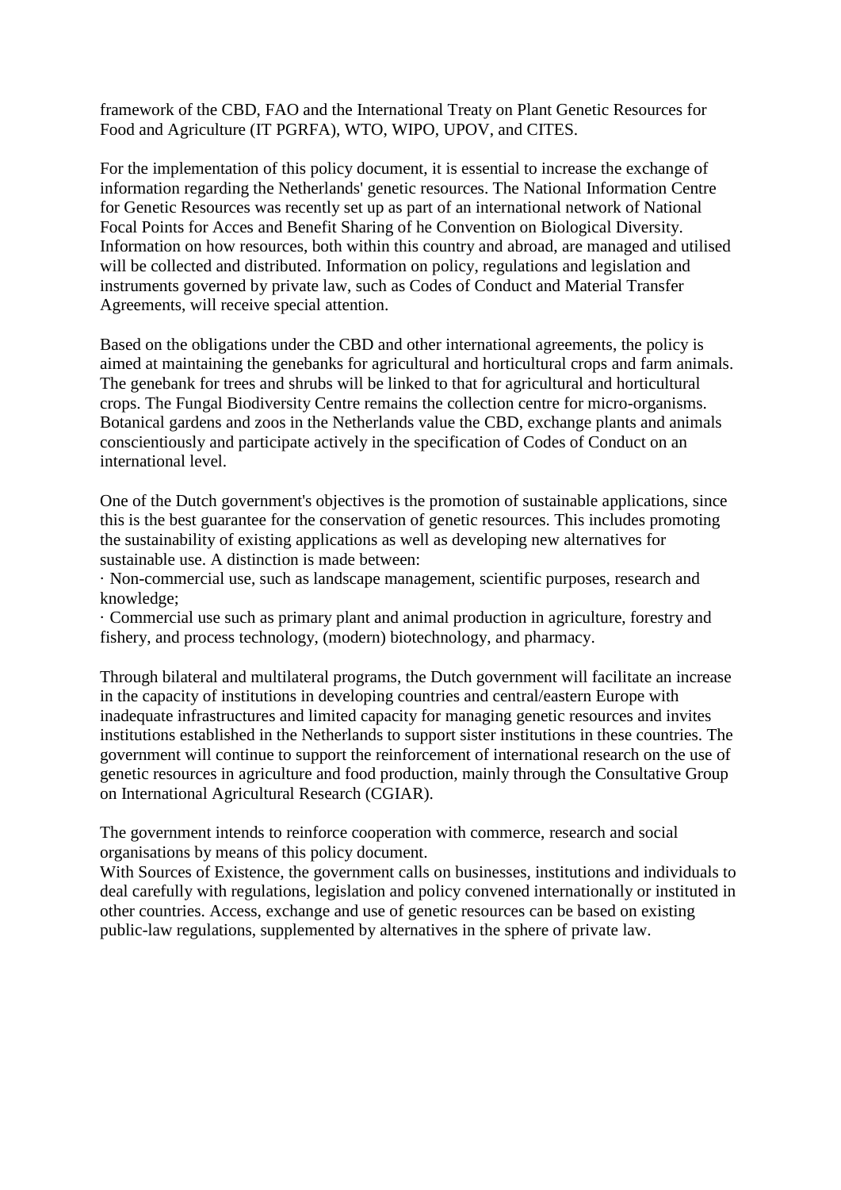framework of the CBD, FAO and the International Treaty on Plant Genetic Resources for Food and Agriculture (IT PGRFA), WTO, WIPO, UPOV, and CITES.

For the implementation of this policy document, it is essential to increase the exchange of information regarding the Netherlands' genetic resources. The National Information Centre for Genetic Resources was recently set up as part of an international network of National Focal Points for Acces and Benefit Sharing of he Convention on Biological Diversity. Information on how resources, both within this country and abroad, are managed and utilised will be collected and distributed. Information on policy, regulations and legislation and instruments governed by private law, such as Codes of Conduct and Material Transfer Agreements, will receive special attention.

Based on the obligations under the CBD and other international agreements, the policy is aimed at maintaining the genebanks for agricultural and horticultural crops and farm animals. The genebank for trees and shrubs will be linked to that for agricultural and horticultural crops. The Fungal Biodiversity Centre remains the collection centre for micro-organisms. Botanical gardens and zoos in the Netherlands value the CBD, exchange plants and animals conscientiously and participate actively in the specification of Codes of Conduct on an international level.

One of the Dutch government's objectives is the promotion of sustainable applications, since this is the best guarantee for the conservation of genetic resources. This includes promoting the sustainability of existing applications as well as developing new alternatives for sustainable use. A distinction is made between:

· Non-commercial use, such as landscape management, scientific purposes, research and knowledge;

· Commercial use such as primary plant and animal production in agriculture, forestry and fishery, and process technology, (modern) biotechnology, and pharmacy.

Through bilateral and multilateral programs, the Dutch government will facilitate an increase in the capacity of institutions in developing countries and central/eastern Europe with inadequate infrastructures and limited capacity for managing genetic resources and invites institutions established in the Netherlands to support sister institutions in these countries. The government will continue to support the reinforcement of international research on the use of genetic resources in agriculture and food production, mainly through the Consultative Group on International Agricultural Research (CGIAR).

The government intends to reinforce cooperation with commerce, research and social organisations by means of this policy document.
With Sources of Existence, the government calls on businesses, institutions and individuals to deal carefully with regulations, legislation and policy convened internationally or instituted in other countries. Access, exchange and use of genetic resources can be based on existing public-law regulations, supplemented by alternatives in the sphere of private law.